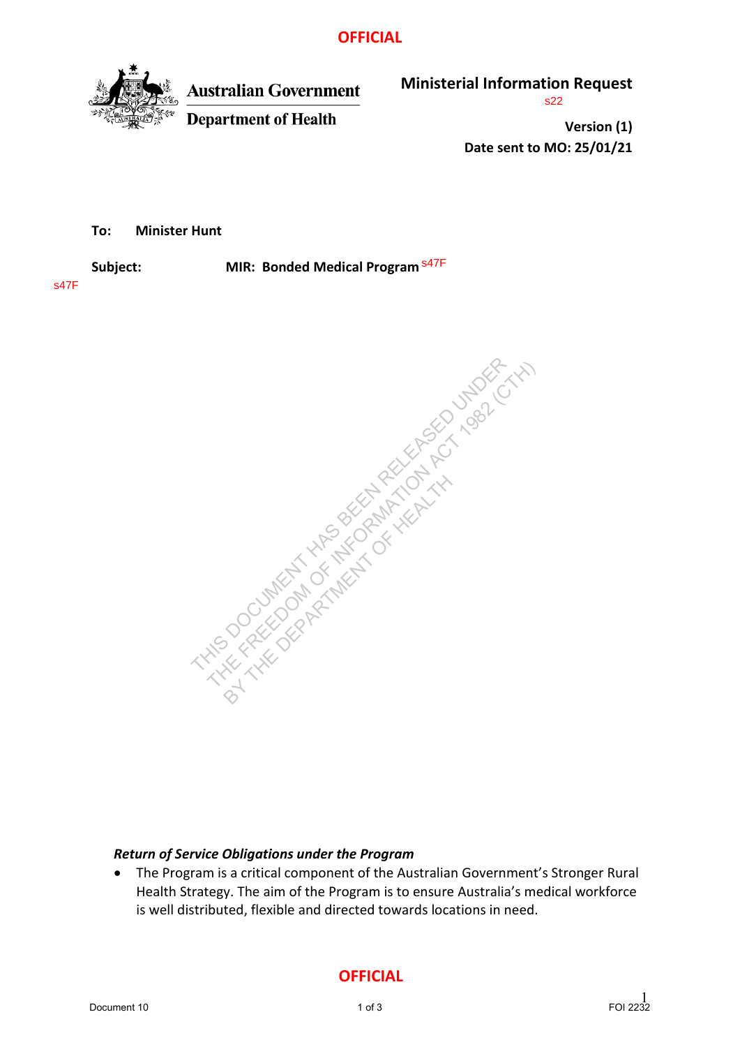OFFICIAL

**Australian Government**
**Department of Health**

## Ministerial Information Request

s22

**Version (1)**
**Date sent to MO: 25/01/21**

**To:** **Minister Hunt**

**Subject:** **MIR: Bonded Medical Program** s47F

s47F

THIS DOCUMENT HAS BEEN RELEASED UNDER THE FREEDOM OF INFORMATION ACT 1982 (CTH) BY THE DEPARTMENT OF HEALTH

***Return of Service Obligations under the Program***

- The Program is a critical component of the Australian Government's Stronger Rural Health Strategy. The aim of the Program is to ensure Australia's medical workforce is well distributed, flexible and directed towards locations in need.

OFFICIAL

Document 10 FOI 2232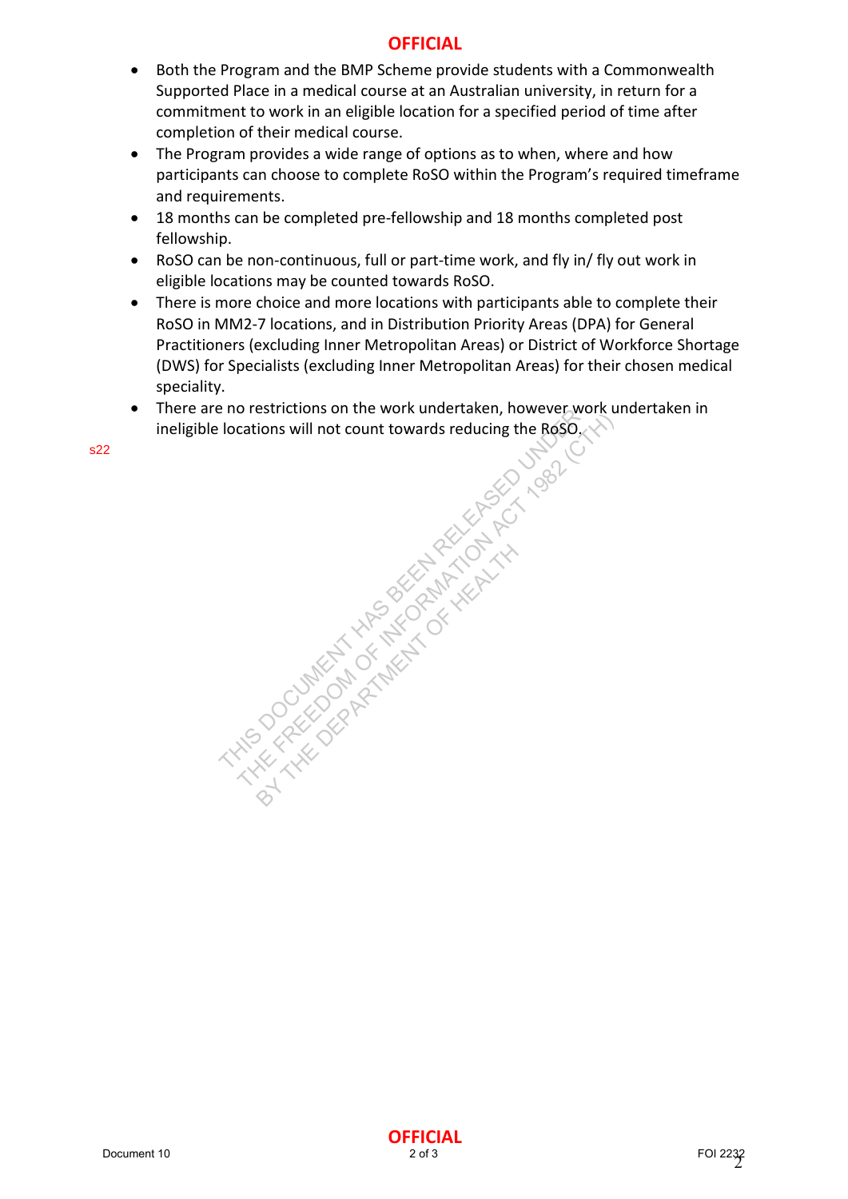- Both the Program and the BMP Scheme provide students with a Commonwealth Supported Place in a medical course at an Australian university, in return for a commitment to work in an eligible location for a specified period of time after completion of their medical course.
- The Program provides a wide range of options as to when, where and how participants can choose to complete RoSO within the Program's required timeframe and requirements.
- 18 months can be completed pre-fellowship and 18 months completed post fellowship.
- RoSO can be non-continuous, full or part-time work, and fly in/ fly out work in eligible locations may be counted towards RoSO.
- There is more choice and more locations with participants able to complete their RoSO in MM2-7 locations, and in Distribution Priority Areas (DPA) for General Practitioners (excluding Inner Metropolitan Areas) or District of Workforce Shortage (DWS) for Specialists (excluding Inner Metropolitan Areas) for their chosen medical speciality.
- There are no restrictions on the work undertaken, however work undertaken in ineligible locations will not count towards reducing the RoSO.

s22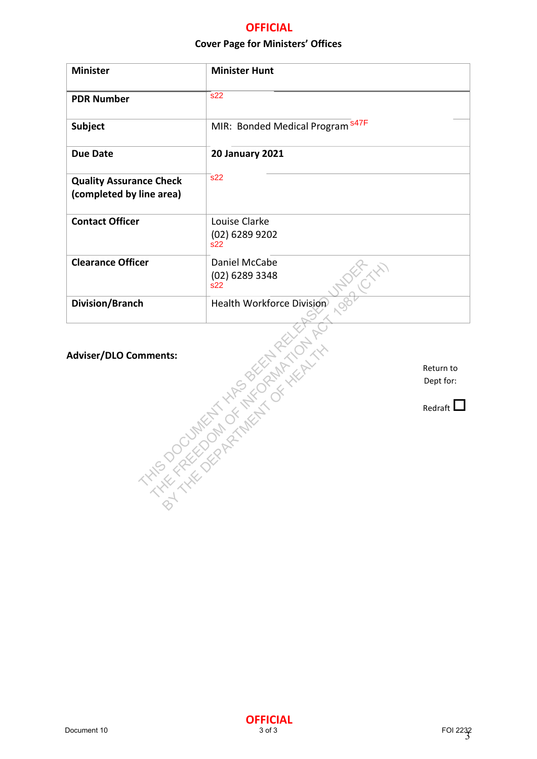**OFFICIAL**

**Cover Page for Ministers' Offices**

| | |
|---|---|
| **Minister** | **Minister Hunt** |
| **PDR Number** | s22 |
| **Subject** | MIR: Bonded Medical Program s47F |
| **Due Date** | **20 January 2021** |
| **Quality Assurance Check (completed by line area)** | s22 |
| **Contact Officer** | Louise Clarke<br>(02) 6289 9202<br>s22 |
| **Clearance Officer** | Daniel McCabe<br>(02) 6289 3348<br>s22 |
| **Division/Branch** | Health Workforce Division |

**Adviser/DLO Comments:**

Return to Dept for:

Redraft ☐

THIS DOCUMENT HAS BEEN RELEASED UNDER THE FREEDOM OF INFORMATION ACT 1982 (CTH) BY THE DEPARTMENT OF HEALTH

**OFFICIAL**

Document 10

FOI 2232